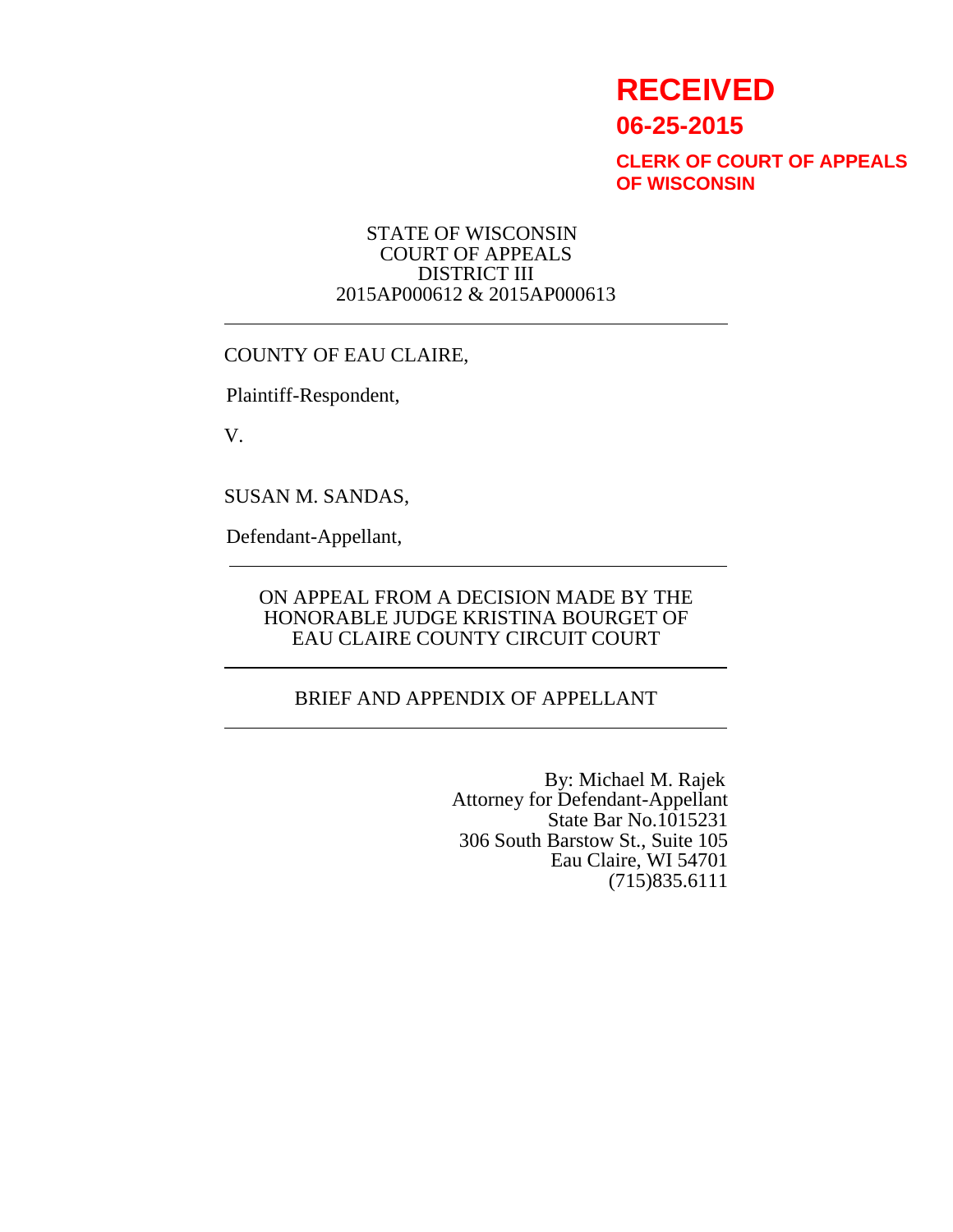**RECEIVED**

**06-25-2015**

**CLERK OF COURT OF APPEALS OF WISCONSIN**

STATE OF WISCONSIN
COURT OF APPEALS
DISTRICT III
2015AP000612 & 2015AP000613

---

COUNTY OF EAU CLAIRE,

Plaintiff-Respondent,

V.

SUSAN M. SANDAS,

Defendant-Appellant,

---

ON APPEAL FROM A DECISION MADE BY THE HONORABLE JUDGE KRISTINA BOURGET OF EAU CLAIRE COUNTY CIRCUIT COURT

---

BRIEF AND APPENDIX OF APPELLANT

---

By: Michael M. Rajek
Attorney for Defendant-Appellant
State Bar No.1015231
306 South Barstow St., Suite 105
Eau Claire, WI 54701
(715)835.6111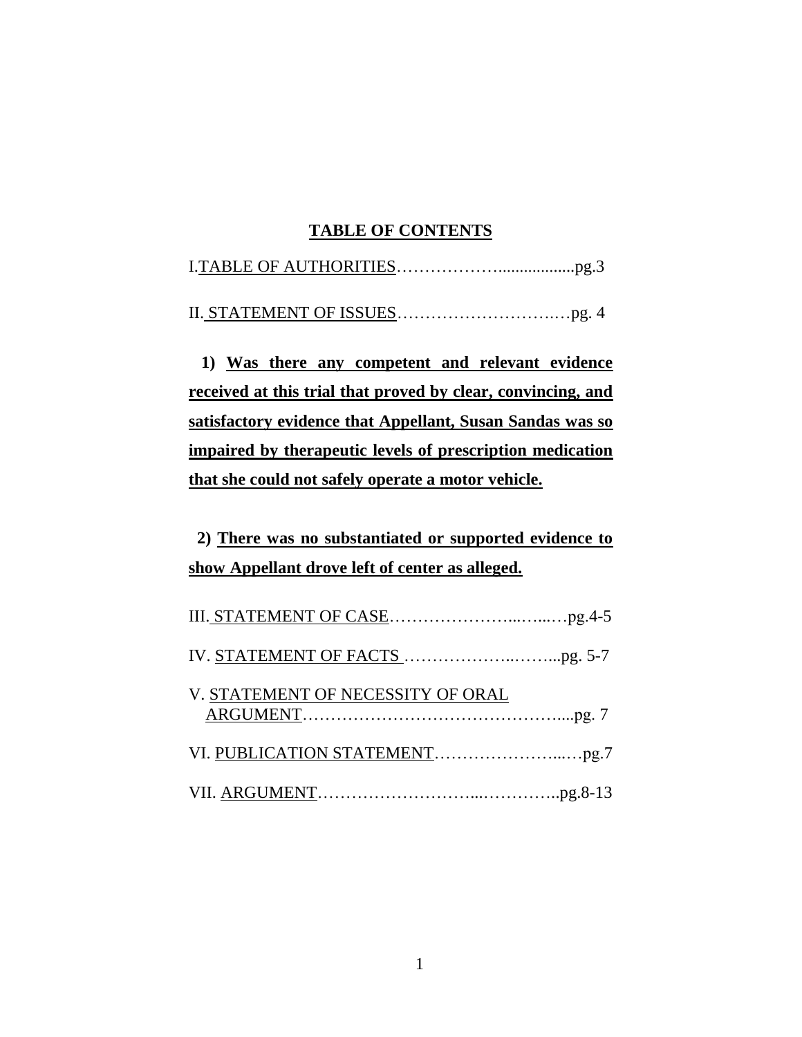# TABLE OF CONTENTS

I. TABLE OF AUTHORITIES……………….................pg.3

II. STATEMENT OF ISSUES……………………….…pg. 4

**1) Was there any competent and relevant evidence received at this trial that proved by clear, convincing, and satisfactory evidence that Appellant, Susan Sandas was so impaired by therapeutic levels of prescription medication that she could not safely operate a motor vehicle.**

**2) There was no substantiated or supported evidence to show Appellant drove left of center as alleged.**

III. STATEMENT OF CASE…………………...…...…pg.4-5

IV. STATEMENT OF FACTS ………………...……...pg. 5-7

V. STATEMENT OF NECESSITY OF ORAL ARGUMENT……………………………………….....pg. 7

VI. PUBLICATION STATEMENT…………………...…pg.7

VII. ARGUMENT……………………...…………..pg.8-13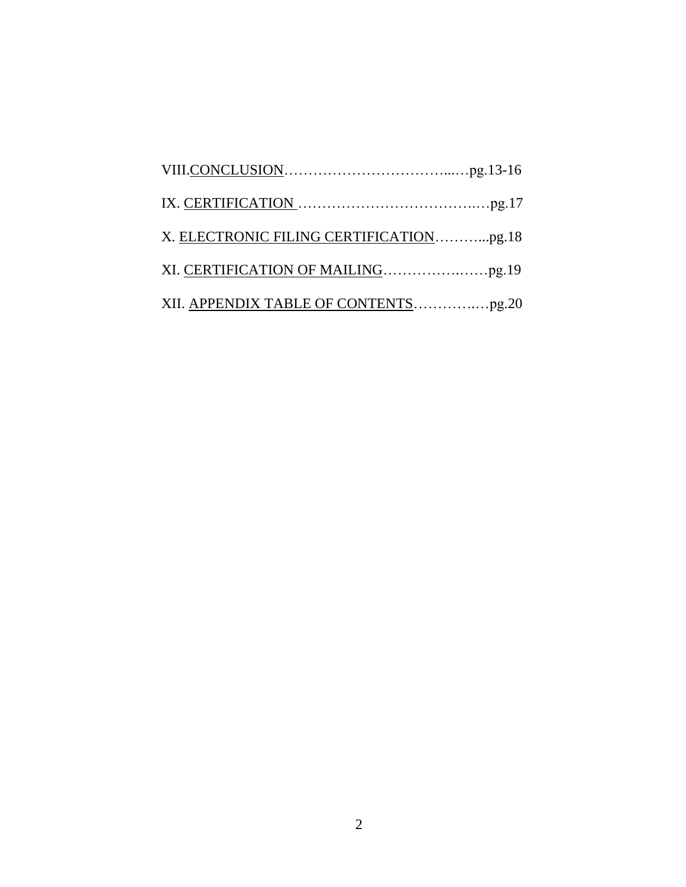VIII.CONCLUSION……………………………...…pg.13-16

IX. CERTIFICATION ………………………………..…pg.17

X. ELECTRONIC FILING CERTIFICATION………...pg.18

XI. CERTIFICATION OF MAILING……………….……pg.19

XII. APPENDIX TABLE OF CONTENTS…………..…pg.20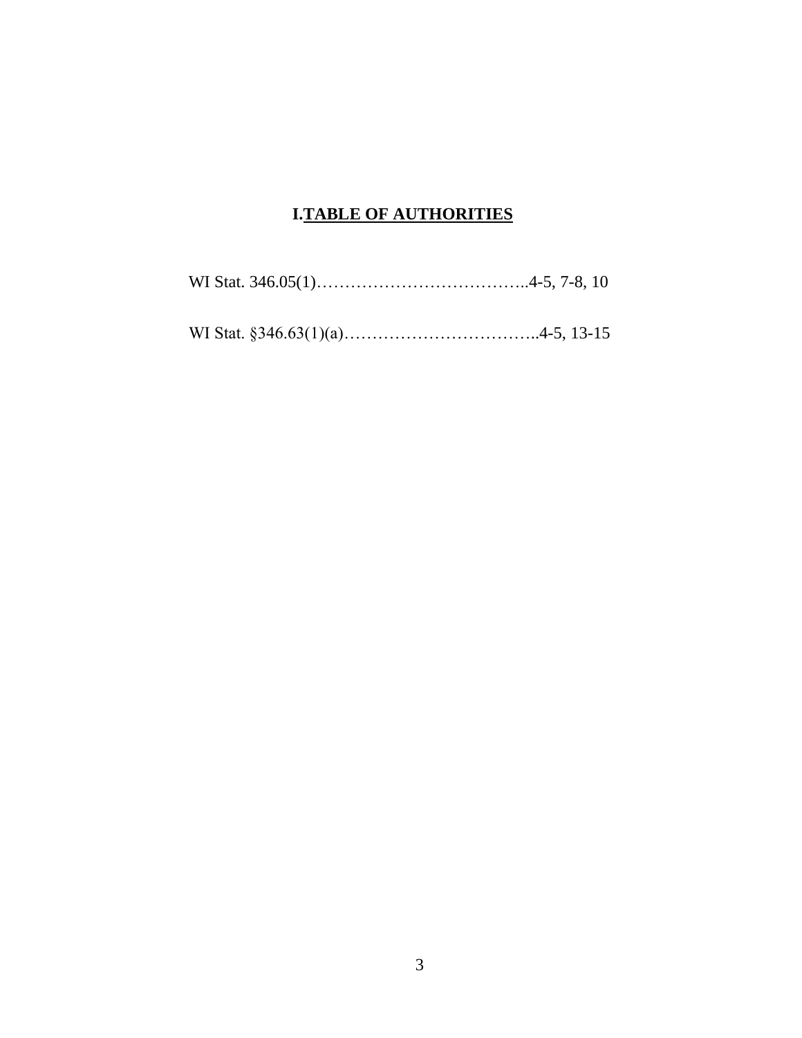## I.TABLE OF AUTHORITIES

WI Stat. 346.05(1)………………………………..4-5, 7-8, 10

WI Stat. §346.63(1)(a)……………………………..4-5, 13-15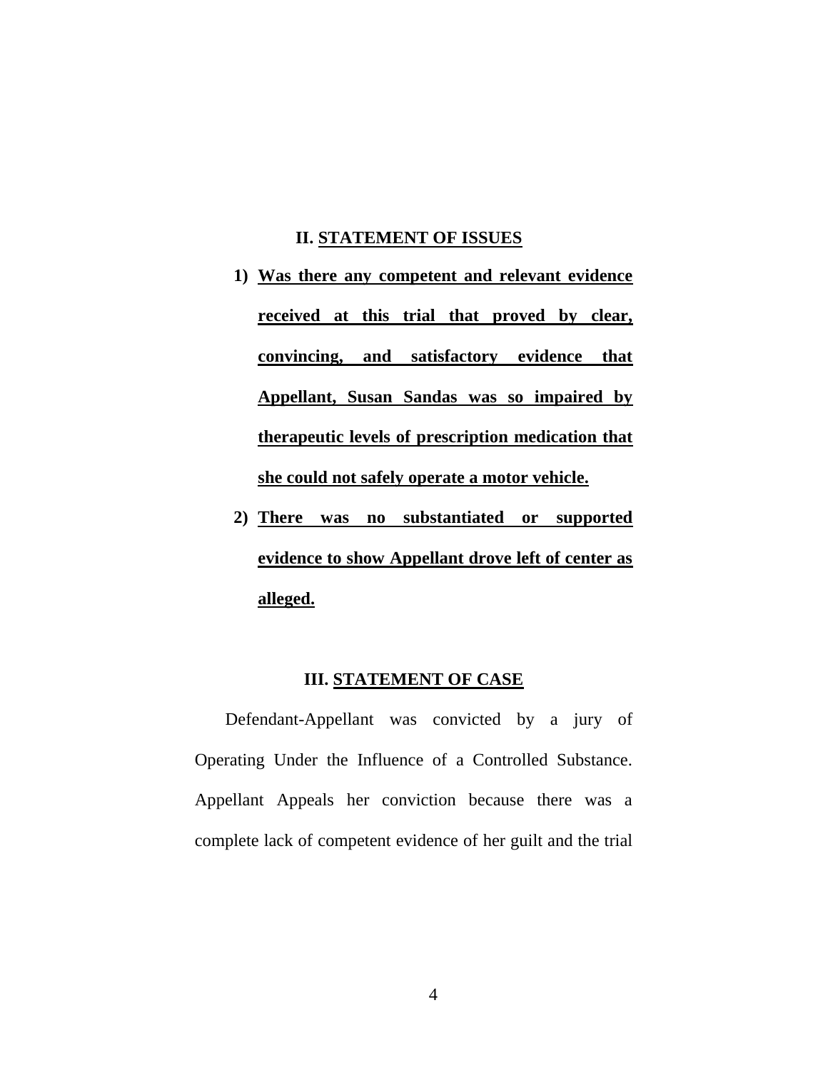## II. <u>STATEMENT OF ISSUES</u>

1) **<u>Was there any competent and relevant evidence received at this trial that proved by clear, convincing, and satisfactory evidence that Appellant, Susan Sandas was so impaired by therapeutic levels of prescription medication that she could not safely operate a motor vehicle.</u>**

2) **<u>There was no substantiated or supported evidence to show Appellant drove left of center as alleged.</u>**

## III. <u>STATEMENT OF CASE</u>

Defendant-Appellant was convicted by a jury of Operating Under the Influence of a Controlled Substance. Appellant Appeals her conviction because there was a complete lack of competent evidence of her guilt and the trial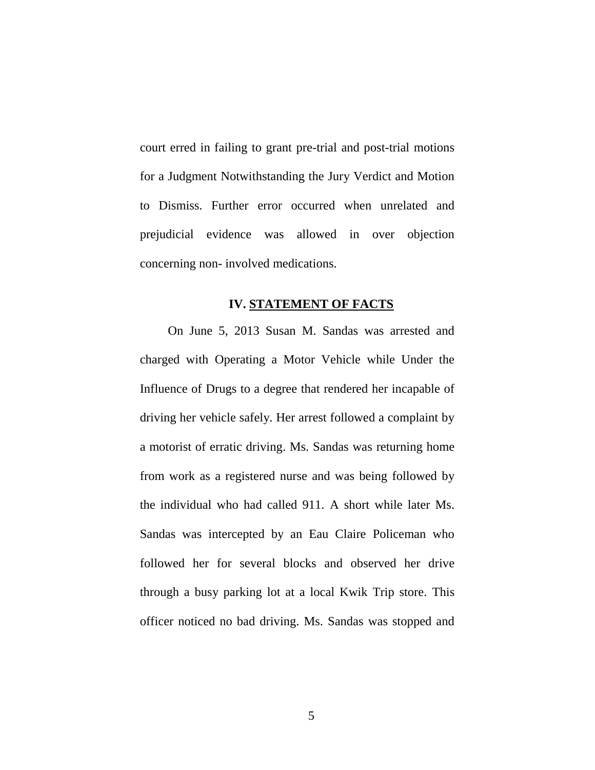court erred in failing to grant pre-trial and post-trial motions for a Judgment Notwithstanding the Jury Verdict and Motion to Dismiss. Further error occurred when unrelated and prejudicial evidence was allowed in over objection concerning non- involved medications.

## IV. <u>STATEMENT OF FACTS</u>

On June 5, 2013 Susan M. Sandas was arrested and charged with Operating a Motor Vehicle while Under the Influence of Drugs to a degree that rendered her incapable of driving her vehicle safely. Her arrest followed a complaint by a motorist of erratic driving. Ms. Sandas was returning home from work as a registered nurse and was being followed by the individual who had called 911. A short while later Ms. Sandas was intercepted by an Eau Claire Policeman who followed her for several blocks and observed her drive through a busy parking lot at a local Kwik Trip store. This officer noticed no bad driving. Ms. Sandas was stopped and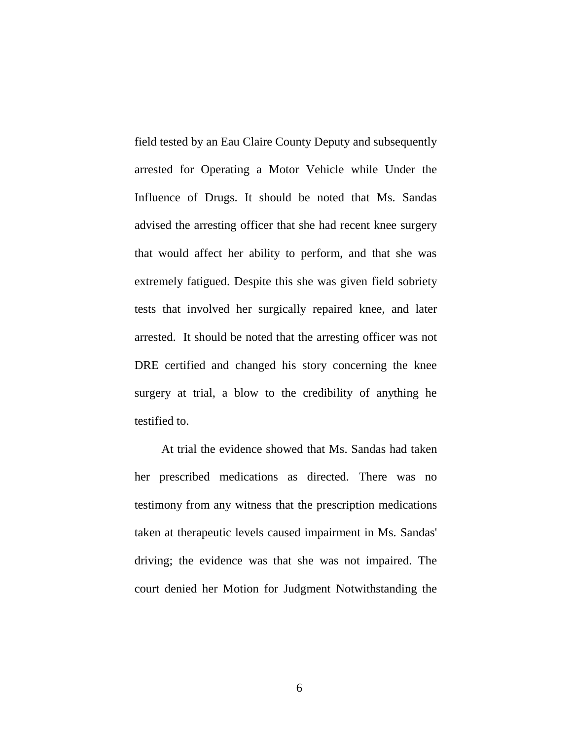field tested by an Eau Claire County Deputy and subsequently arrested for Operating a Motor Vehicle while Under the Influence of Drugs. It should be noted that Ms. Sandas advised the arresting officer that she had recent knee surgery that would affect her ability to perform, and that she was extremely fatigued. Despite this she was given field sobriety tests that involved her surgically repaired knee, and later arrested. It should be noted that the arresting officer was not DRE certified and changed his story concerning the knee surgery at trial, a blow to the credibility of anything he testified to.

At trial the evidence showed that Ms. Sandas had taken her prescribed medications as directed. There was no testimony from any witness that the prescription medications taken at therapeutic levels caused impairment in Ms. Sandas' driving; the evidence was that she was not impaired. The court denied her Motion for Judgment Notwithstanding the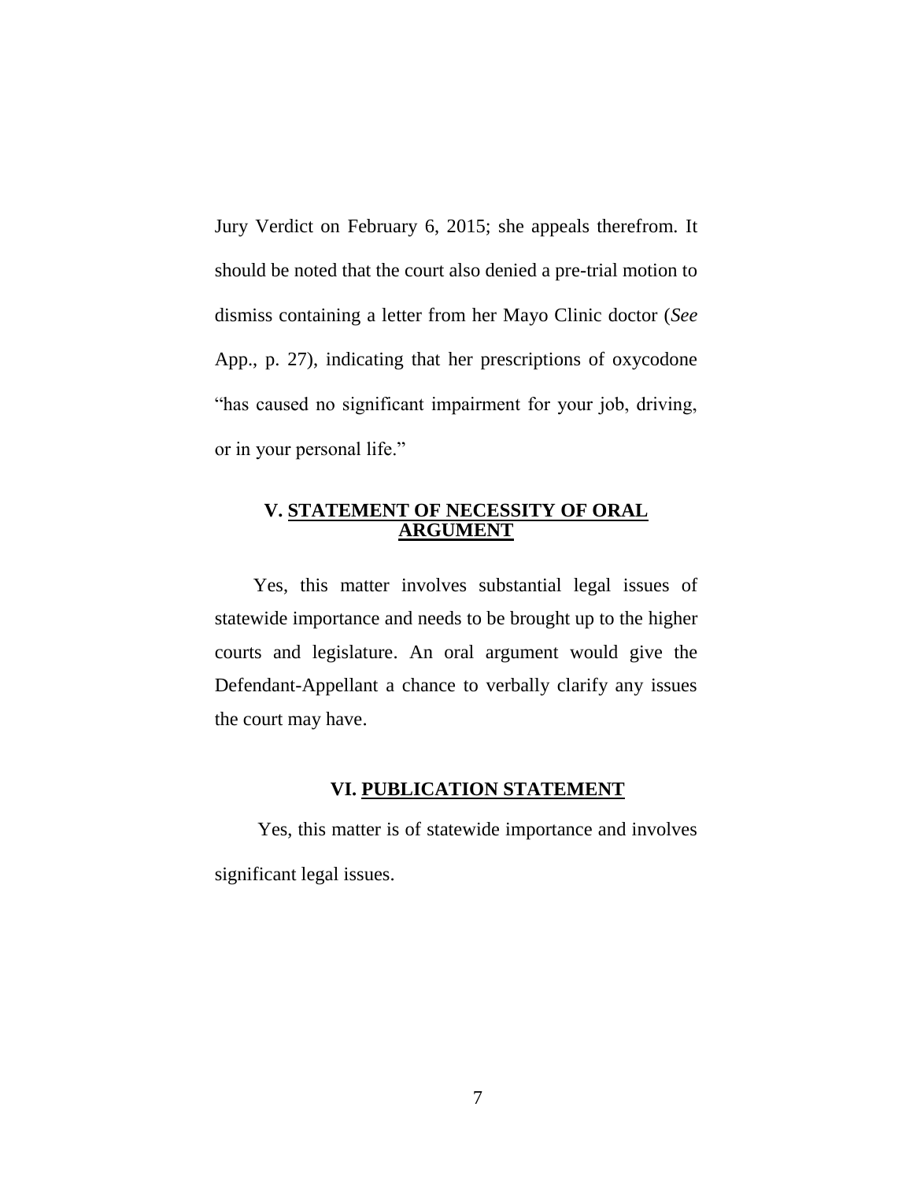Jury Verdict on February 6, 2015; she appeals therefrom. It should be noted that the court also denied a pre-trial motion to dismiss containing a letter from her Mayo Clinic doctor (*See* App., p. 27), indicating that her prescriptions of oxycodone "has caused no significant impairment for your job, driving, or in your personal life."

## V. STATEMENT OF NECESSITY OF ORAL ARGUMENT

Yes, this matter involves substantial legal issues of statewide importance and needs to be brought up to the higher courts and legislature. An oral argument would give the Defendant-Appellant a chance to verbally clarify any issues the court may have.

## VI. PUBLICATION STATEMENT

Yes, this matter is of statewide importance and involves significant legal issues.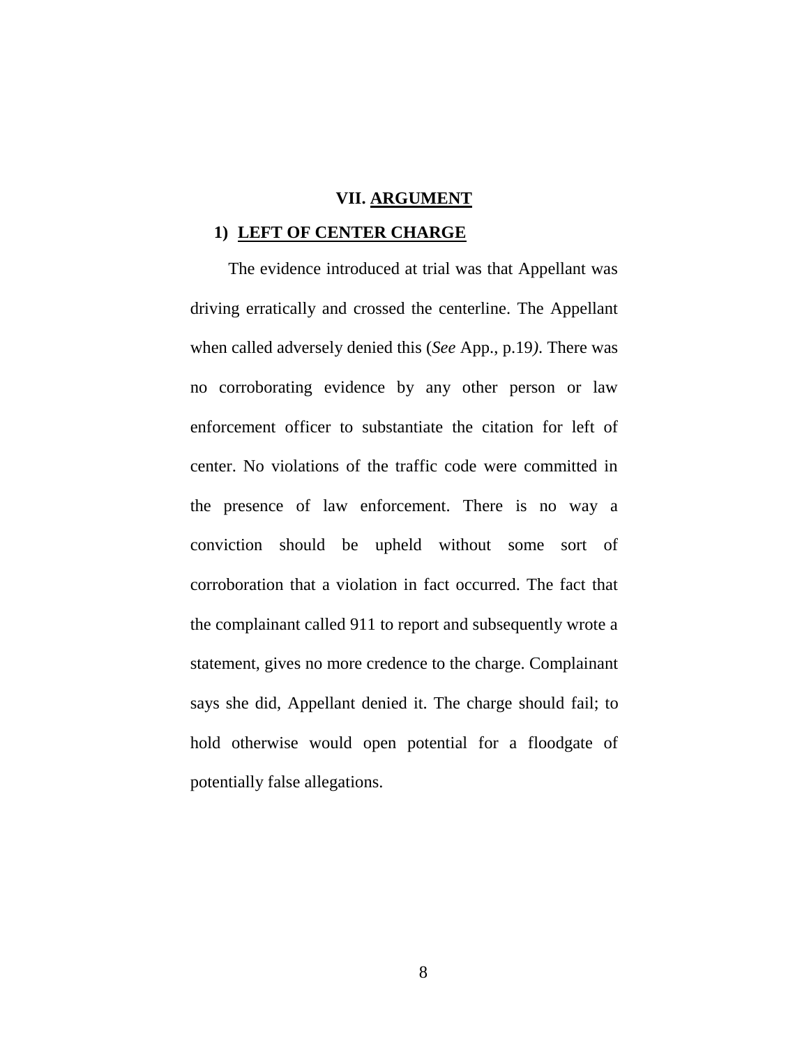## VII. ARGUMENT

### 1) LEFT OF CENTER CHARGE

The evidence introduced at trial was that Appellant was driving erratically and crossed the centerline. The Appellant when called adversely denied this (*See* App., p.19*)*. There was no corroborating evidence by any other person or law enforcement officer to substantiate the citation for left of center. No violations of the traffic code were committed in the presence of law enforcement. There is no way a conviction should be upheld without some sort of corroboration that a violation in fact occurred. The fact that the complainant called 911 to report and subsequently wrote a statement, gives no more credence to the charge. Complainant says she did, Appellant denied it. The charge should fail; to hold otherwise would open potential for a floodgate of potentially false allegations.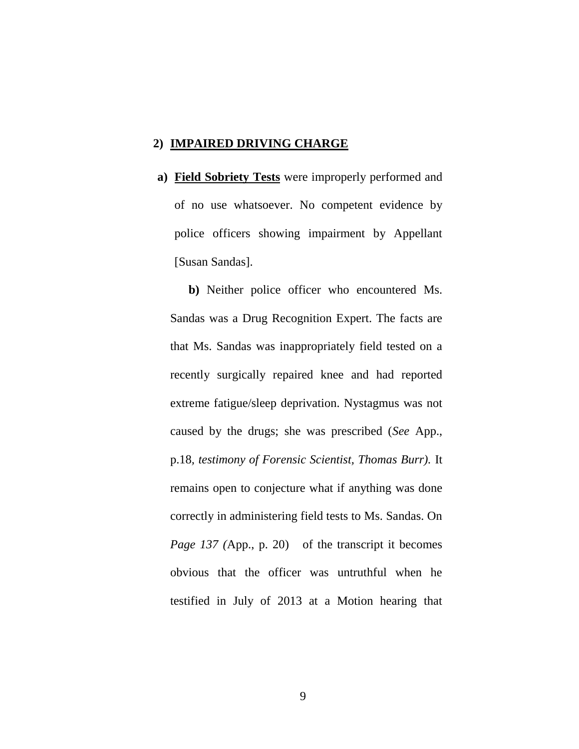## 2) IMPAIRED DRIVING CHARGE

**a) Field Sobriety Tests** were improperly performed and of no use whatsoever. No competent evidence by police officers showing impairment by Appellant [Susan Sandas].

**b)** Neither police officer who encountered Ms. Sandas was a Drug Recognition Expert. The facts are that Ms. Sandas was inappropriately field tested on a recently surgically repaired knee and had reported extreme fatigue/sleep deprivation. Nystagmus was not caused by the drugs; she was prescribed (*See* App., p.18, *testimony of Forensic Scientist, Thomas Burr).* It remains open to conjecture what if anything was done correctly in administering field tests to Ms. Sandas. On *Page 137 (*App., p. 20) of the transcript it becomes obvious that the officer was untruthful when he testified in July of 2013 at a Motion hearing that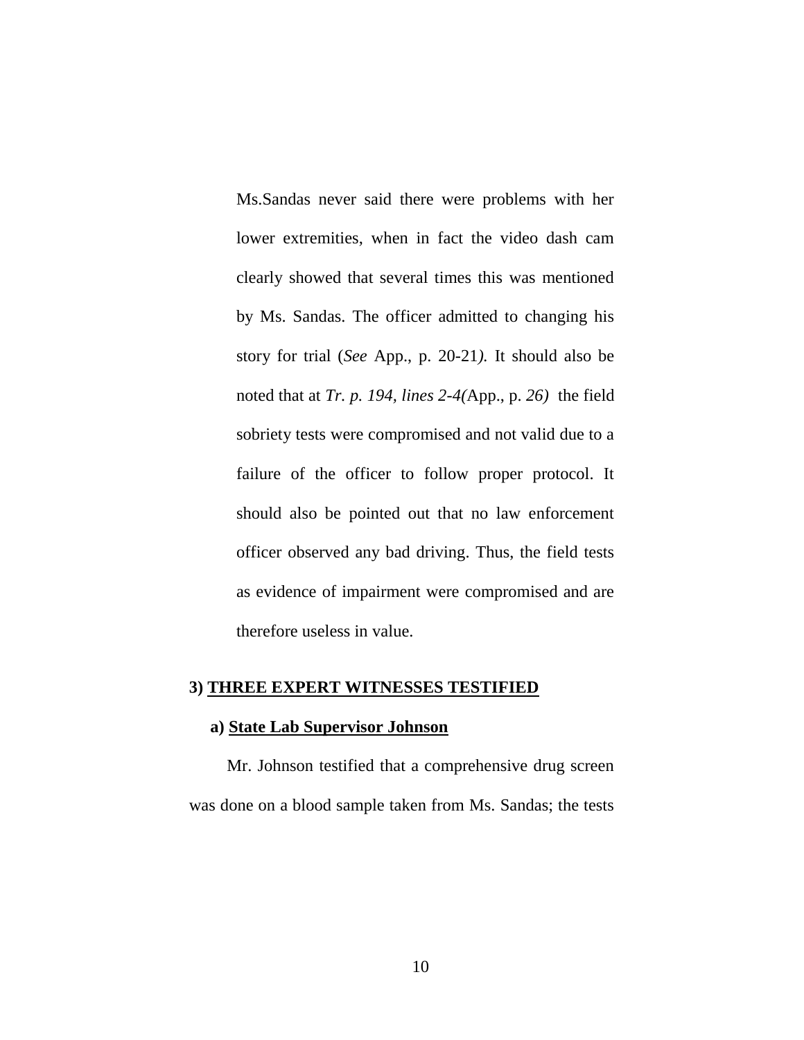Ms.Sandas never said there were problems with her lower extremities, when in fact the video dash cam clearly showed that several times this was mentioned by Ms. Sandas. The officer admitted to changing his story for trial (*See* App., p. 20-21*).* It should also be noted that at *Tr. p. 194, lines 2-4(*App., p. *26)* the field sobriety tests were compromised and not valid due to a failure of the officer to follow proper protocol. It should also be pointed out that no law enforcement officer observed any bad driving. Thus, the field tests as evidence of impairment were compromised and are therefore useless in value.

**3) <u>THREE EXPERT WITNESSES TESTIFIED</u>**

**a) <u>State Lab Supervisor Johnson</u>**

Mr. Johnson testified that a comprehensive drug screen was done on a blood sample taken from Ms. Sandas; the tests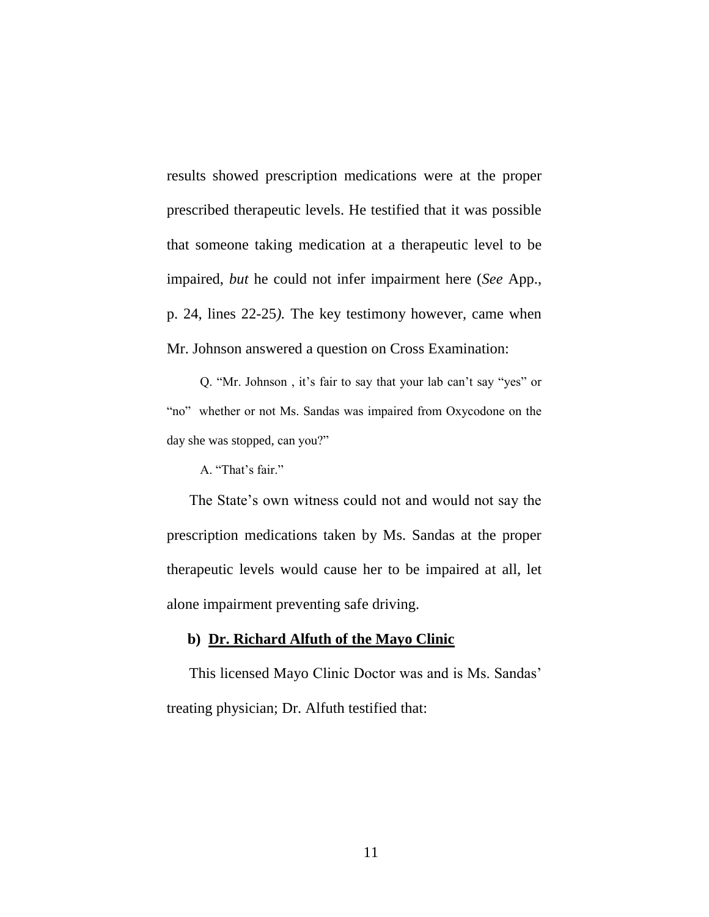results showed prescription medications were at the proper prescribed therapeutic levels. He testified that it was possible that someone taking medication at a therapeutic level to be impaired, *but* he could not infer impairment here (*See* App., p. 24, lines 22-25*).* The key testimony however, came when Mr. Johnson answered a question on Cross Examination:

> Q. "Mr. Johnson , it's fair to say that your lab can't say "yes" or "no" whether or not Ms. Sandas was impaired from Oxycodone on the day she was stopped, can you?"
>
> A. "That's fair."

The State's own witness could not and would not say the prescription medications taken by Ms. Sandas at the proper therapeutic levels would cause her to be impaired at all, let alone impairment preventing safe driving.

**b) <u>Dr. Richard Alfuth of the Mayo Clinic</u>**

This licensed Mayo Clinic Doctor was and is Ms. Sandas' treating physician; Dr. Alfuth testified that: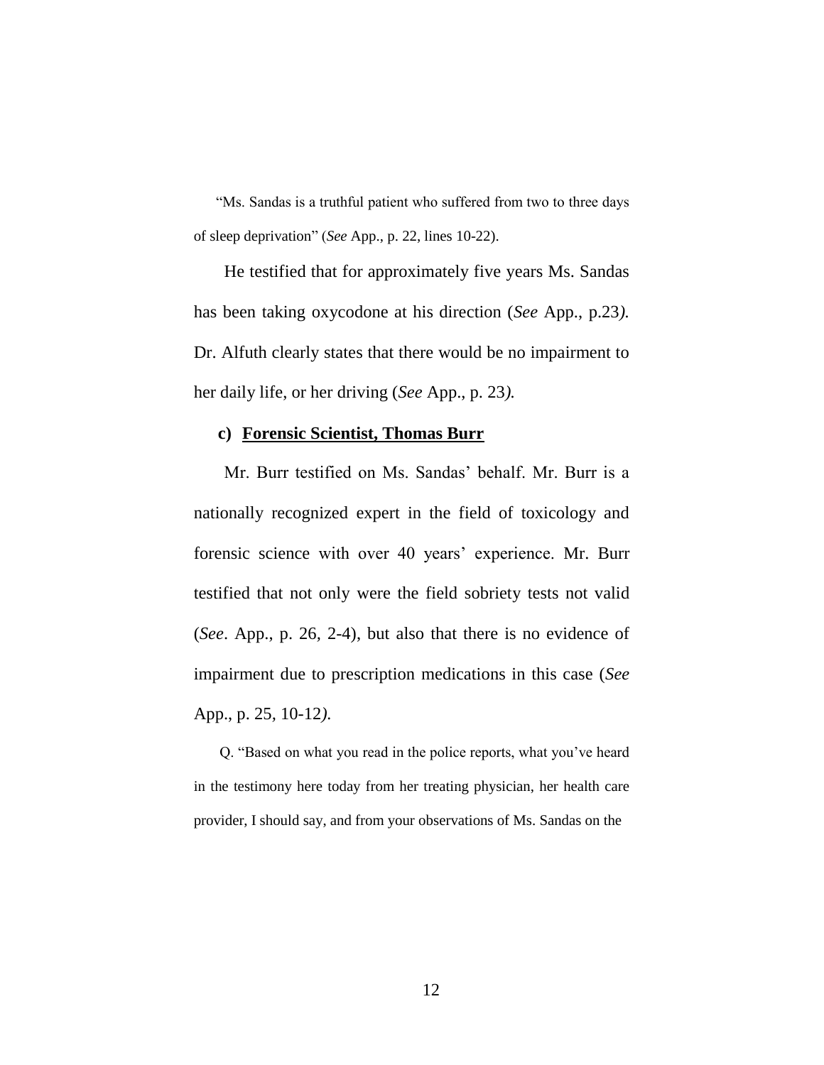"Ms. Sandas is a truthful patient who suffered from two to three days of sleep deprivation" (*See* App., p. 22, lines 10-22).

He testified that for approximately five years Ms. Sandas has been taking oxycodone at his direction (*See* App., p.23*).* Dr. Alfuth clearly states that there would be no impairment to her daily life, or her driving (*See* App., p. 23*).*

**c) <u>Forensic Scientist, Thomas Burr</u>**

Mr. Burr testified on Ms. Sandas' behalf. Mr. Burr is a nationally recognized expert in the field of toxicology and forensic science with over 40 years' experience. Mr. Burr testified that not only were the field sobriety tests not valid (*See*. App., p. 26, 2-4), but also that there is no evidence of impairment due to prescription medications in this case (*See* App., p. 25, 10-12*).*

Q. "Based on what you read in the police reports, what you've heard in the testimony here today from her treating physician, her health care provider, I should say, and from your observations of Ms. Sandas on the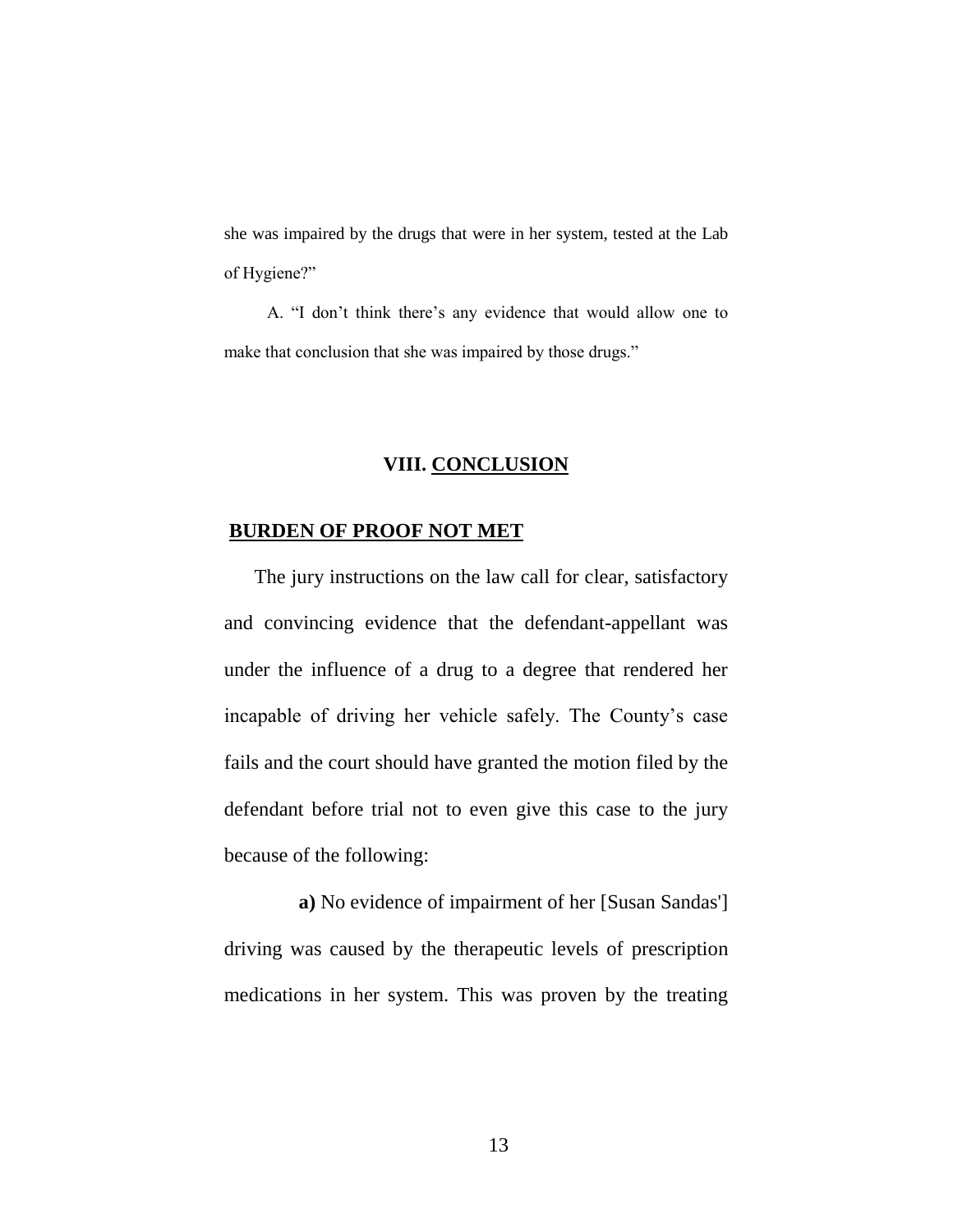she was impaired by the drugs that were in her system, tested at the Lab of Hygiene?"

A. "I don't think there's any evidence that would allow one to make that conclusion that she was impaired by those drugs."

## VIII. CONCLUSION

### BURDEN OF PROOF NOT MET

The jury instructions on the law call for clear, satisfactory and convincing evidence that the defendant-appellant was under the influence of a drug to a degree that rendered her incapable of driving her vehicle safely. The County's case fails and the court should have granted the motion filed by the defendant before trial not to even give this case to the jury because of the following:

**a)** No evidence of impairment of her [Susan Sandas'] driving was caused by the therapeutic levels of prescription medications in her system. This was proven by the treating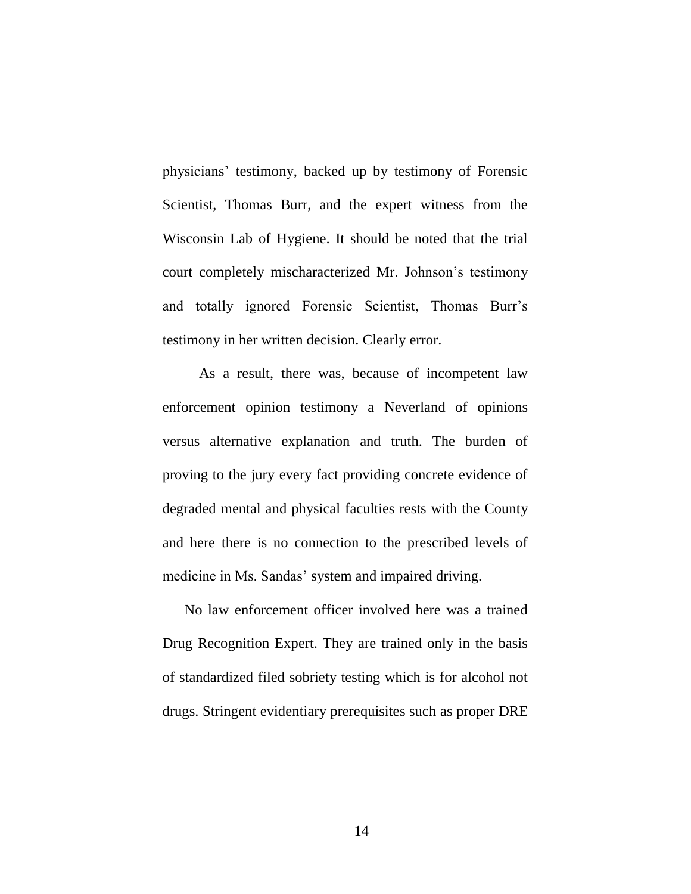physicians' testimony, backed up by testimony of Forensic Scientist, Thomas Burr, and the expert witness from the Wisconsin Lab of Hygiene. It should be noted that the trial court completely mischaracterized Mr. Johnson's testimony and totally ignored Forensic Scientist, Thomas Burr's testimony in her written decision. Clearly error.

As a result, there was, because of incompetent law enforcement opinion testimony a Neverland of opinions versus alternative explanation and truth. The burden of proving to the jury every fact providing concrete evidence of degraded mental and physical faculties rests with the County and here there is no connection to the prescribed levels of medicine in Ms. Sandas' system and impaired driving.

No law enforcement officer involved here was a trained Drug Recognition Expert. They are trained only in the basis of standardized filed sobriety testing which is for alcohol not drugs. Stringent evidentiary prerequisites such as proper DRE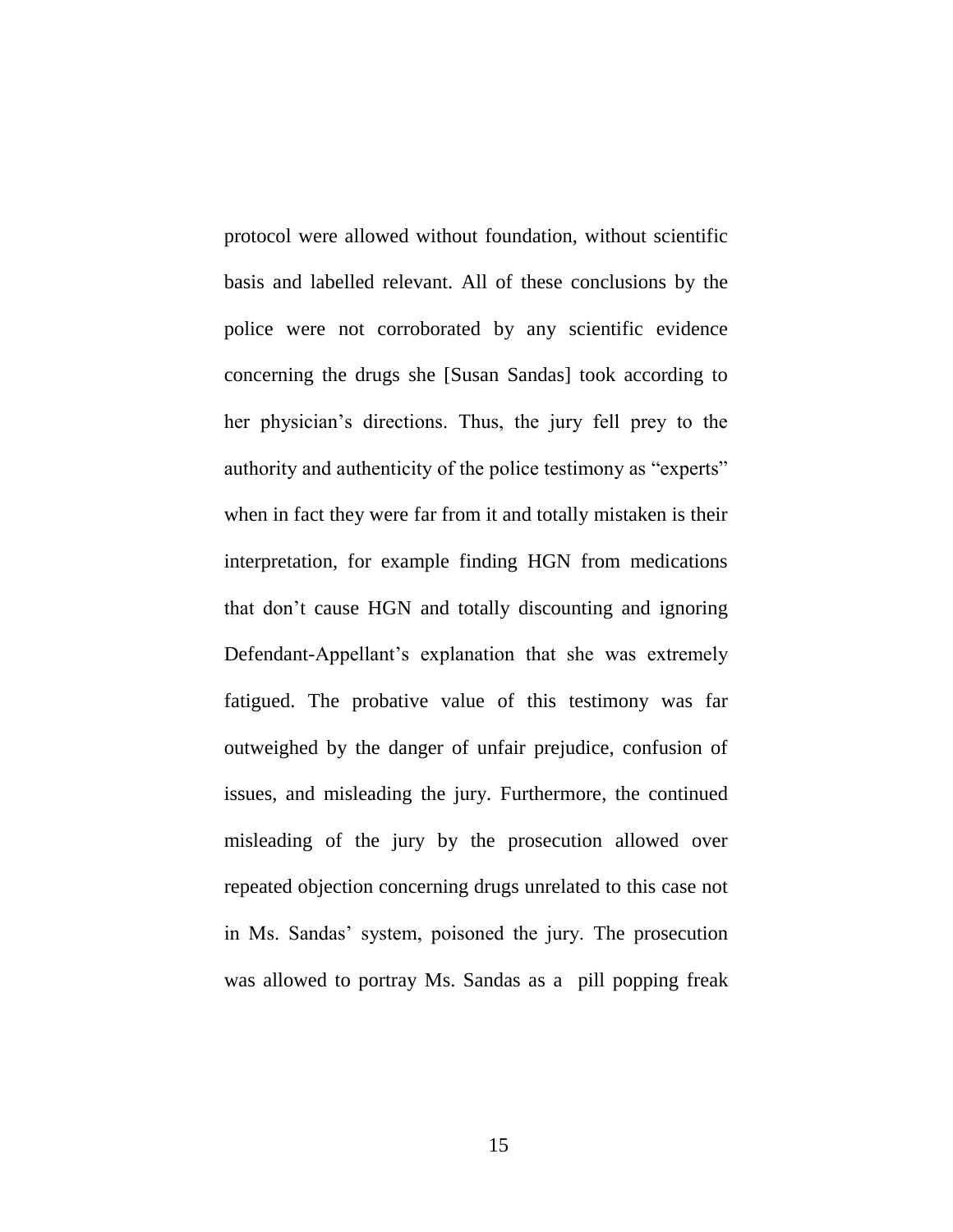protocol were allowed without foundation, without scientific basis and labelled relevant. All of these conclusions by the police were not corroborated by any scientific evidence concerning the drugs she [Susan Sandas] took according to her physician's directions. Thus, the jury fell prey to the authority and authenticity of the police testimony as "experts" when in fact they were far from it and totally mistaken is their interpretation, for example finding HGN from medications that don't cause HGN and totally discounting and ignoring Defendant-Appellant's explanation that she was extremely fatigued. The probative value of this testimony was far outweighed by the danger of unfair prejudice, confusion of issues, and misleading the jury. Furthermore, the continued misleading of the jury by the prosecution allowed over repeated objection concerning drugs unrelated to this case not in Ms. Sandas' system, poisoned the jury. The prosecution was allowed to portray Ms. Sandas as a pill popping freak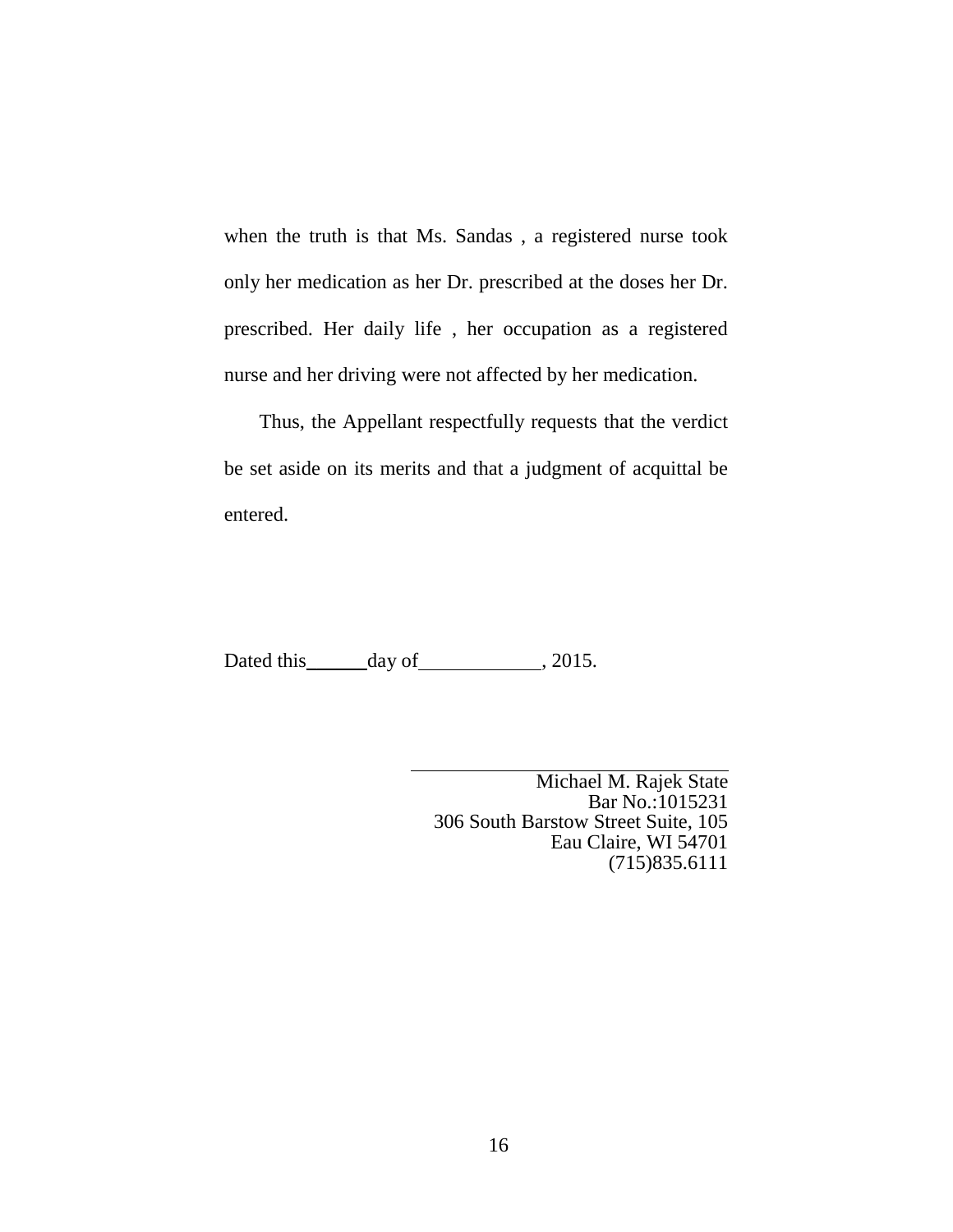when the truth is that Ms. Sandas , a registered nurse took only her medication as her Dr. prescribed at the doses her Dr. prescribed. Her daily life , her occupation as a registered nurse and her driving were not affected by her medication.

Thus, the Appellant respectfully requests that the verdict be set aside on its merits and that a judgment of acquittal be entered.

Dated this ______ day of ____________, 2015.

Michael M. Rajek State
Bar No.:1015231
306 South Barstow Street Suite, 105
Eau Claire, WI 54701
(715)835.6111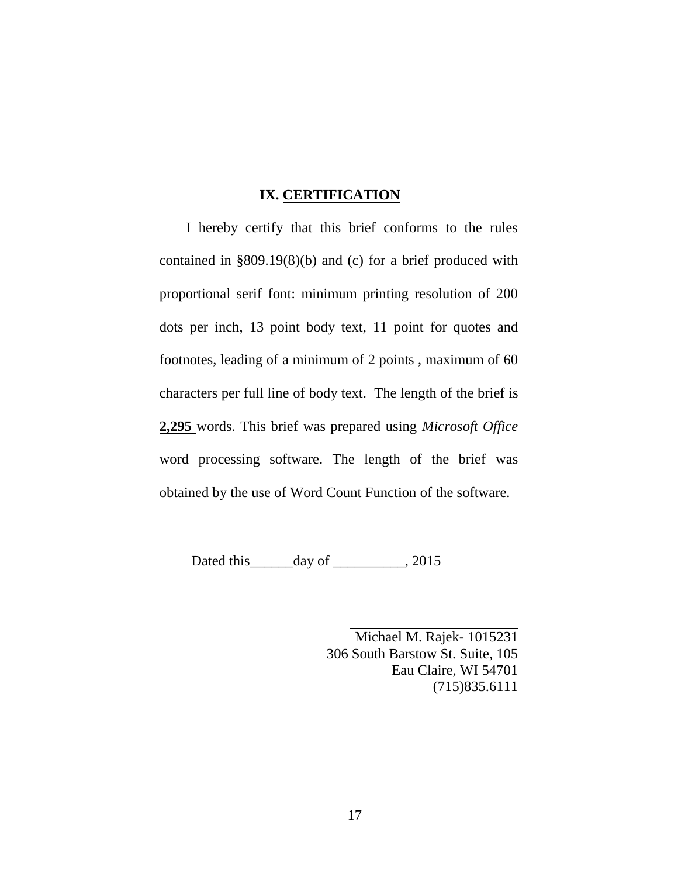## IX. CERTIFICATION

I hereby certify that this brief conforms to the rules contained in §809.19(8)(b) and (c) for a brief produced with proportional serif font: minimum printing resolution of 200 dots per inch, 13 point body text, 11 point for quotes and footnotes, leading of a minimum of 2 points , maximum of 60 characters per full line of body text. The length of the brief is **2,295** words. This brief was prepared using *Microsoft Office* word processing software. The length of the brief was obtained by the use of Word Count Function of the software.

Dated this______day of __________, 2015

______________________

Michael M. Rajek- 1015231
306 South Barstow St. Suite, 105
Eau Claire, WI 54701
(715)835.6111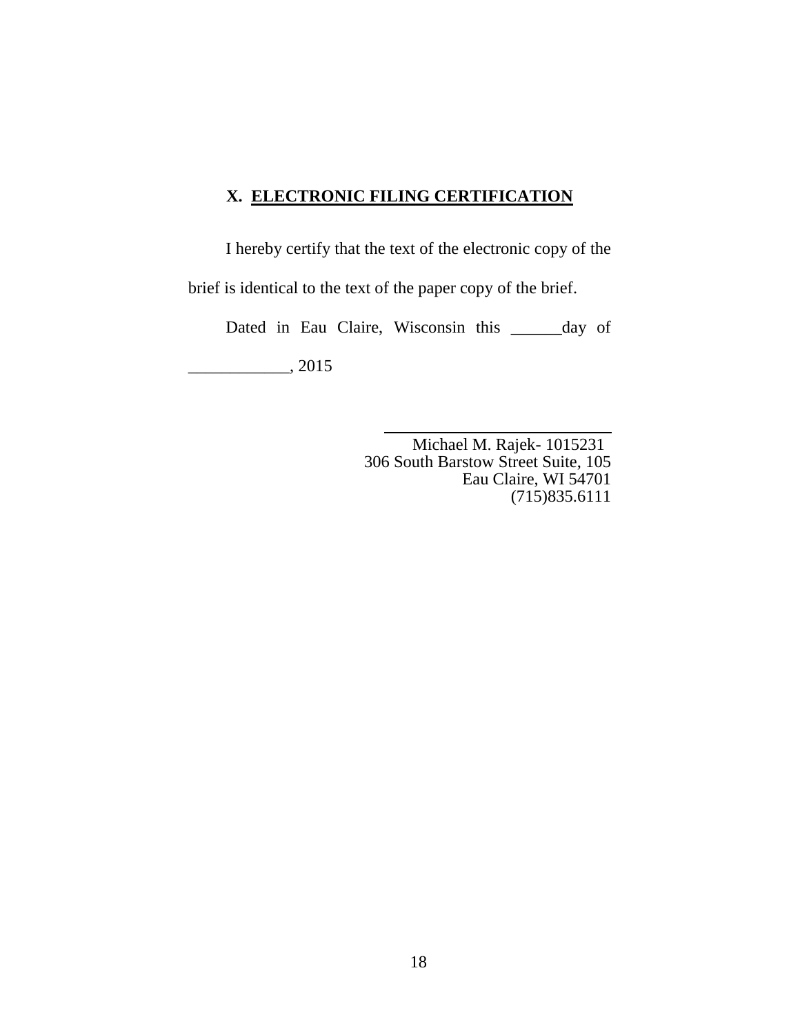## X. ELECTRONIC FILING CERTIFICATION

I hereby certify that the text of the electronic copy of the brief is identical to the text of the paper copy of the brief.

Dated in Eau Claire, Wisconsin this ______day of ____________, 2015

Michael M. Rajek- 1015231
306 South Barstow Street Suite, 105
Eau Claire, WI 54701
(715)835.6111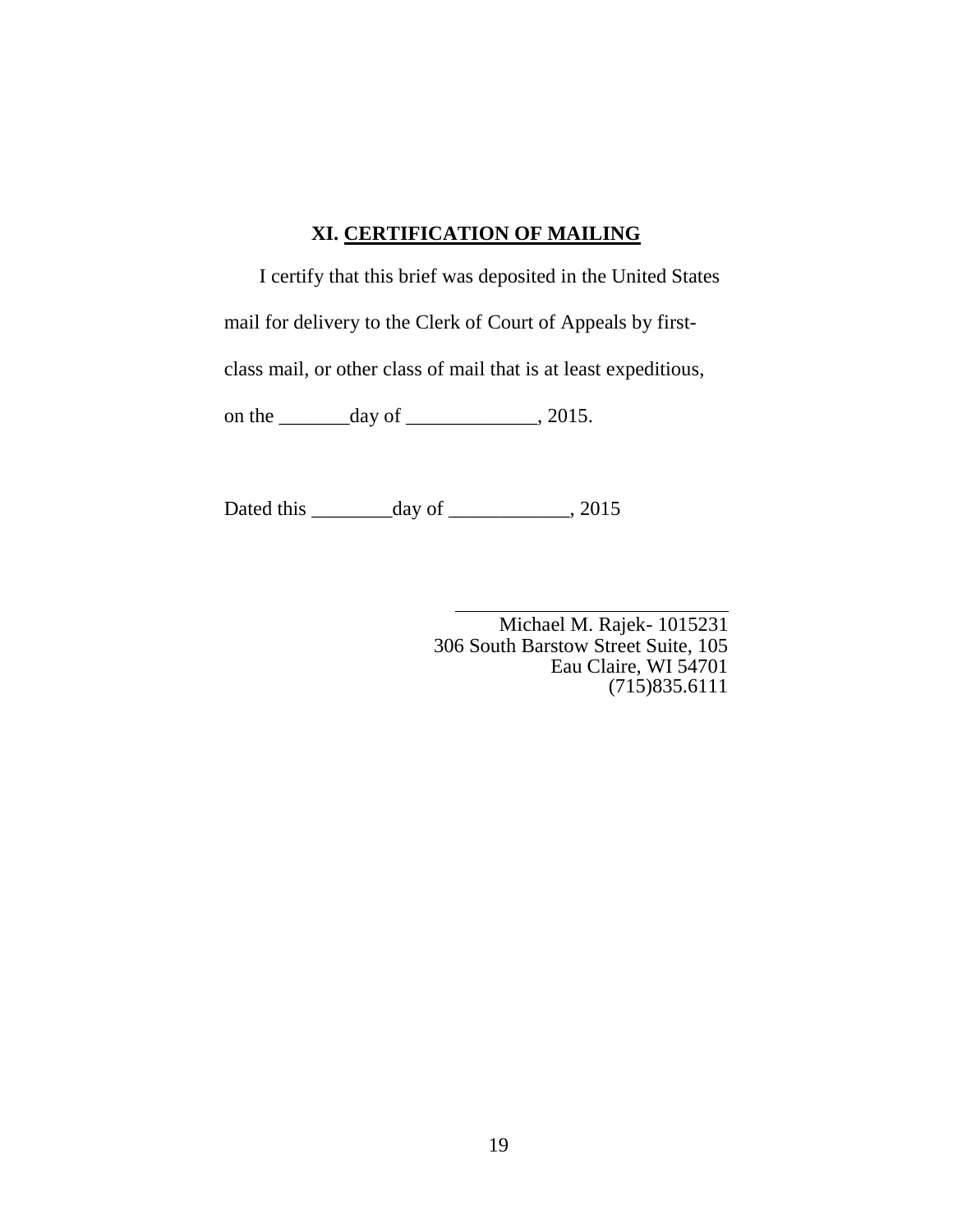## XI. CERTIFICATION OF MAILING

I certify that this brief was deposited in the United States mail for delivery to the Clerk of Court of Appeals by first-class mail, or other class of mail that is at least expeditious, on the _______day of _____________, 2015.

Dated this ________day of ____________, 2015

____________________________

Michael M. Rajek- 1015231
306 South Barstow Street Suite, 105
Eau Claire, WI 54701
(715)835.6111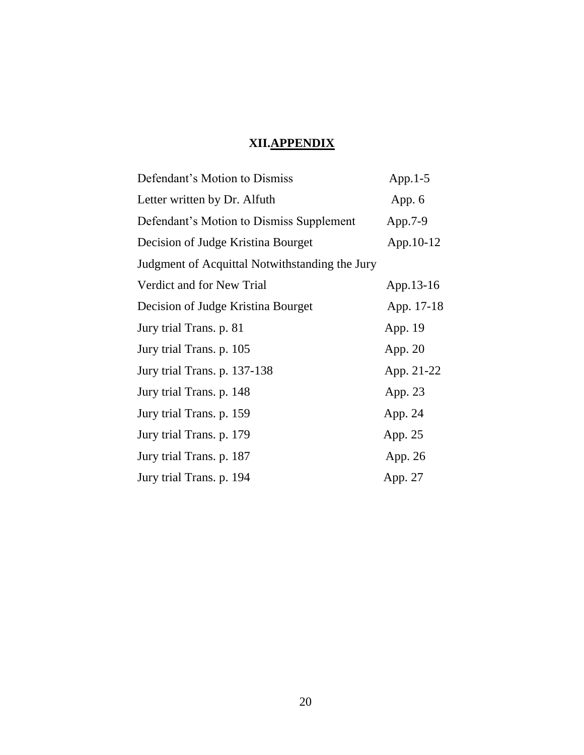## XII. APPENDIX

| | |
|---|---|
| Defendant's Motion to Dismiss | App.1-5 |
| Letter written by Dr. Alfuth | App. 6 |
| Defendant's Motion to Dismiss Supplement | App.7-9 |
| Decision of Judge Kristina Bourget | App.10-12 |
| Judgment of Acquittal Notwithstanding the Jury Verdict and for New Trial | App.13-16 |
| Decision of Judge Kristina Bourget | App. 17-18 |
| Jury trial Trans. p. 81 | App. 19 |
| Jury trial Trans. p. 105 | App. 20 |
| Jury trial Trans. p. 137-138 | App. 21-22 |
| Jury trial Trans. p. 148 | App. 23 |
| Jury trial Trans. p. 159 | App. 24 |
| Jury trial Trans. p. 179 | App. 25 |
| Jury trial Trans. p. 187 | App. 26 |
| Jury trial Trans. p. 194 | App. 27 |